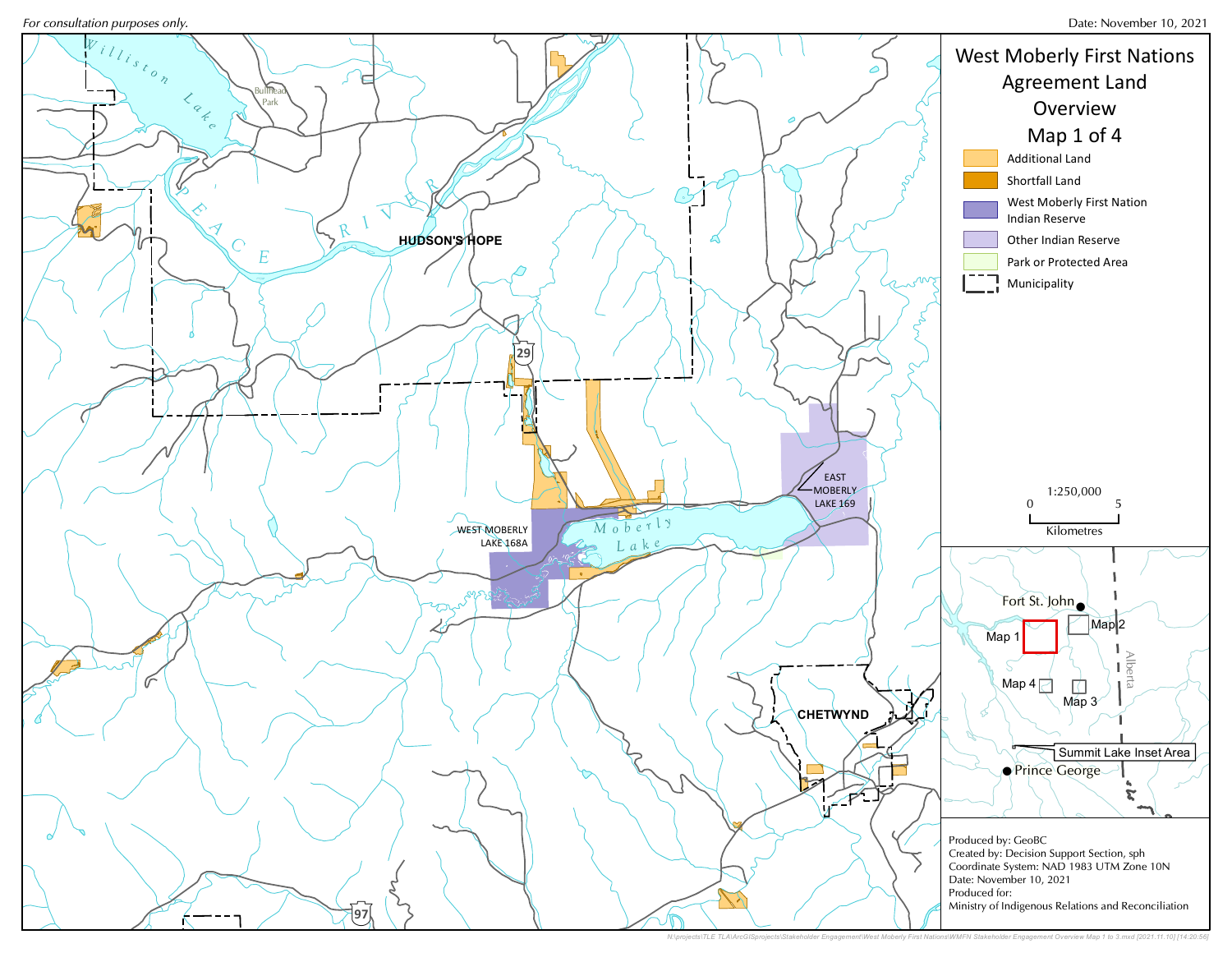*For consultation purposes only.*

Date: November 10, 2021

# West Moberly First Nations Agreement Land Overview

## Map 1 of 4

**Legend**

- Additional Land
- Shortfall Land
- West Moberly First Nation Indian Reserve
- Other Indian Reserve
- Park or Protected Area
- Municipality

1:250,000

0 — 5 Kilometres

Williston Lake

Bullhead Park

PEACE RIVER

HUDSON'S HOPE

29

EAST MOBERLY LAKE 169

WEST MOBERLY LAKE 168A

Moberly Lake

CHETWYND

97

Fort St. John

Map 1

Map 2

Map 3

Map 4

Alberta

Summit Lake Inset Area

Prince George

Produced by: GeoBC
Created by: Decision Support Section, sph
Coordinate System: NAD 1983 UTM Zone 10N
Date: November 10, 2021
Produced for:
Ministry of Indigenous Relations and Reconciliation

N:\projects\TLE TLA\ArcGIS\projects\Stakeholder Engagement\West Moberly First Nations\WMFN Stakeholder Engagement Overview Map 1 to 3.mxd [2021.11.10] [14:20:56]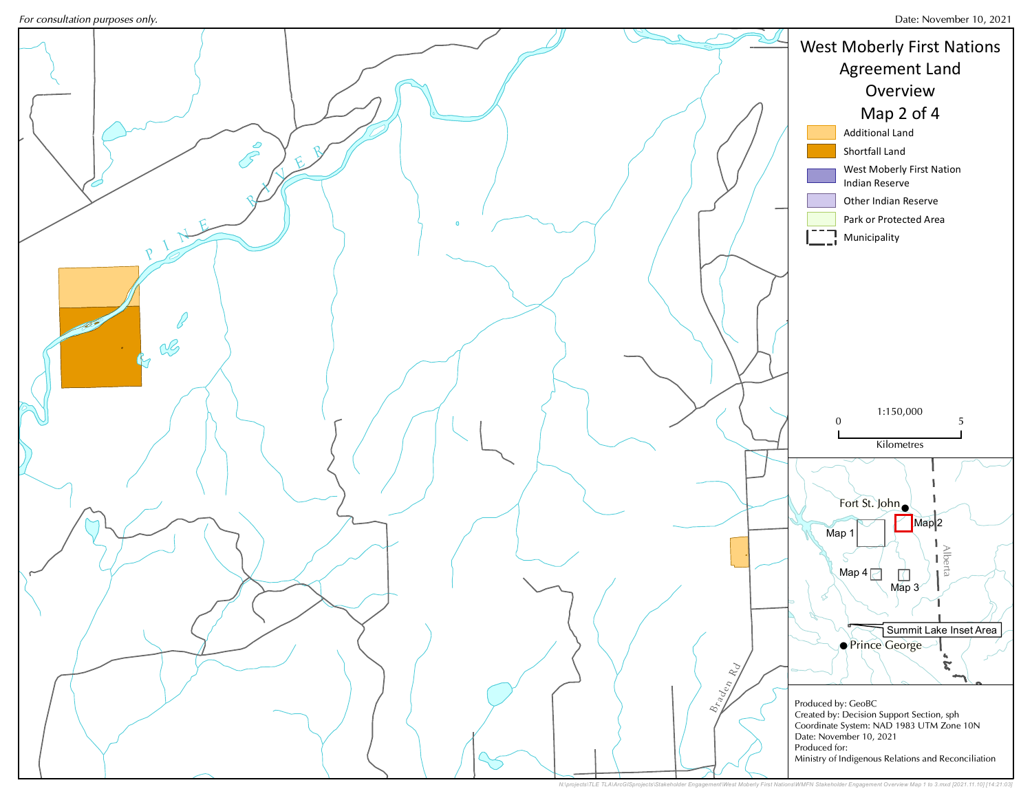*For consultation purposes only.*

Date: November 10, 2021

# West Moberly First Nations Agreement Land Overview

## Map 2 of 4

- Additional Land
- Shortfall Land
- West Moberly First Nation Indian Reserve
- Other Indian Reserve
- Park or Protected Area
- Municipality

1:150,000

0 — 5 Kilometres

PINE RIVER

Braden Rd

Fort St. John

Map 1

Map 2

Map 3

Map 4

Alberta

Summit Lake Inset Area

Prince George

Produced by: GeoBC
Created by: Decision Support Section, sph
Coordinate System: NAD 1983 UTM Zone 10N
Date: November 10, 2021
Produced for:
Ministry of Indigenous Relations and Reconciliation

N:\projects\TLE TLA\ArcGISprojects\Stakeholder Engagement\West Moberly First Nations\WMFN Stakeholder Engagement Overview Map 1 to 3.mxd [2021.11.10] [14:21:03]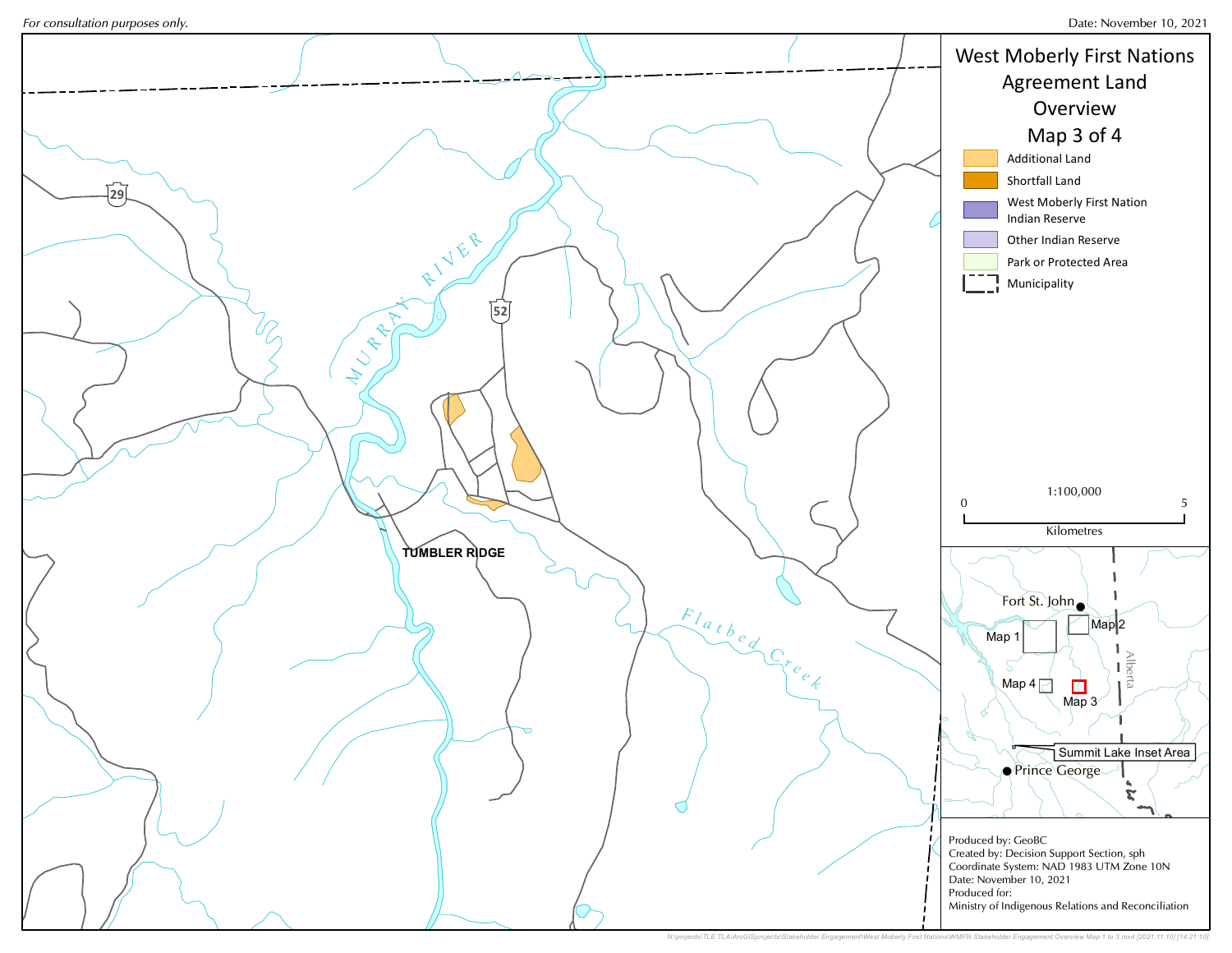*For consultation purposes only.*

Date: November 10, 2021

# West Moberly First Nations Agreement Land Overview

## Map 3 of 4

- Additional Land
- Shortfall Land
- West Moberly First Nation Indian Reserve
- Other Indian Reserve
- Park or Protected Area
- Municipality

1:100,000

0 — 5

Kilometres

MURRAY RIVER

29

52

TUMBLER RIDGE

Flatbed Creek

Fort St. John

Map 1

Map 2

Map 3

Map 4

Alberta

Summit Lake Inset Area

Prince George

Produced by: GeoBC
Created by: Decision Support Section, sph
Coordinate System: NAD 1983 UTM Zone 10N
Date: November 10, 2021
Produced for:
Ministry of Indigenous Relations and Reconciliation

N:\projects\TLE TLA\ArcGIS\projects\Stakeholder Engagement\West Moberly First Nations\WMFN Stakeholder Engagement Overview Map 1 to 3.mxd [2021.11.10] [14:21:10]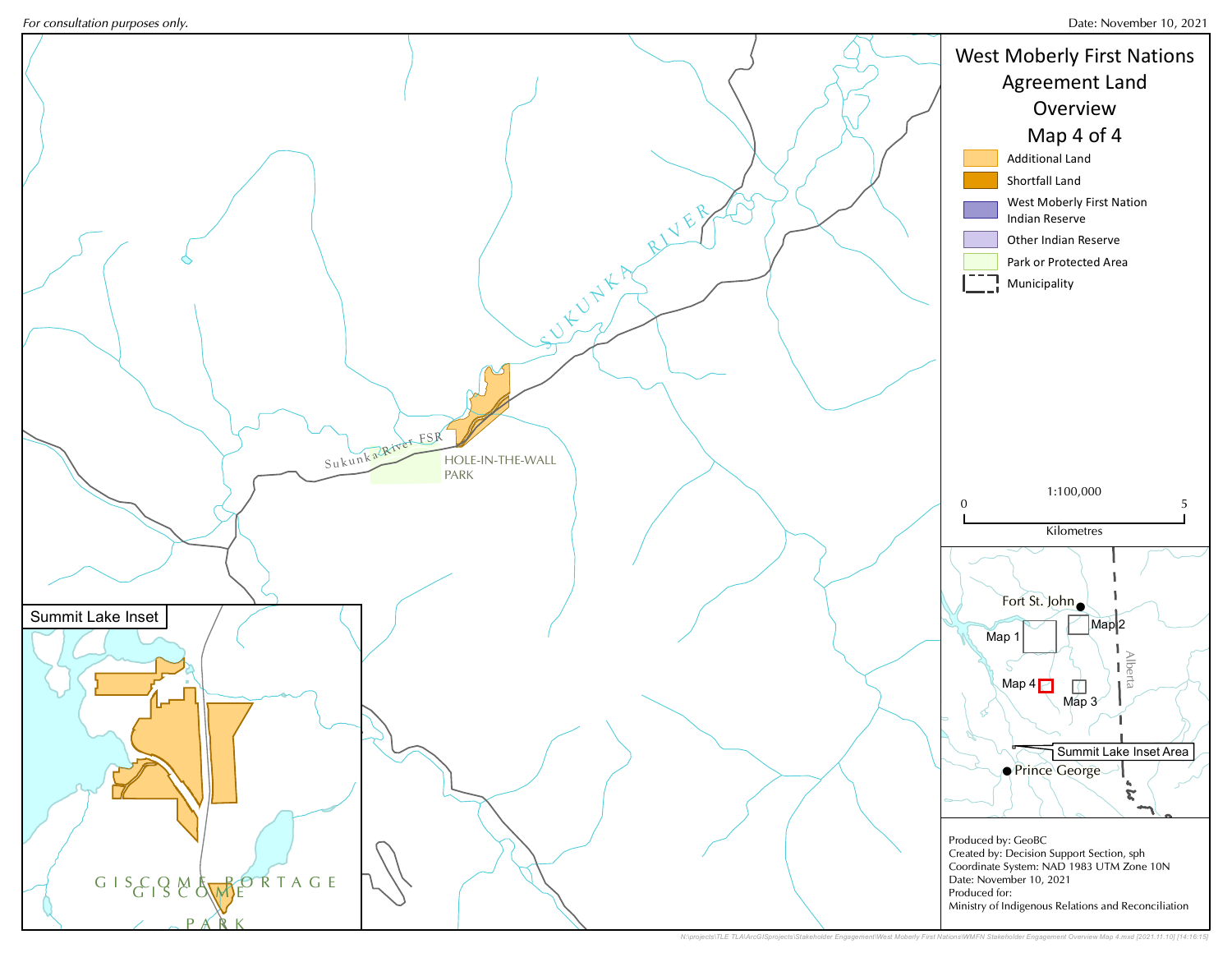*For consultation purposes only.*

Date: November 10, 2021

# West Moberly First Nations Agreement Land Overview

## Map 4 of 4

Additional Land

Shortfall Land

West Moberly First Nation Indian Reserve

Other Indian Reserve

Park or Protected Area

Municipality

1:100,000

0

5

Kilometres

SUKUNKA RIVER

Sukunka River FSR

HOLE-IN-THE-WALL PARK

Summit Lake Inset

GISCOME PORTAGE

GISCOME

PARK

Fort St. John

Map 1

Map 2

Map 3

Map 4

Alberta

Summit Lake Inset Area

Prince George

Produced by: GeoBC
Created by: Decision Support Section, sph
Coordinate System: NAD 1983 UTM Zone 10N
Date: November 10, 2021
Produced for:
Ministry of Indigenous Relations and Reconciliation

N:\projects\TLE TLA\ArcGIS\projects\Stakeholder Engagement\West Moberly First Nations\WMFN Stakeholder Engagement Overview Map 4.mxd [2021.11.10] [14:16:15]